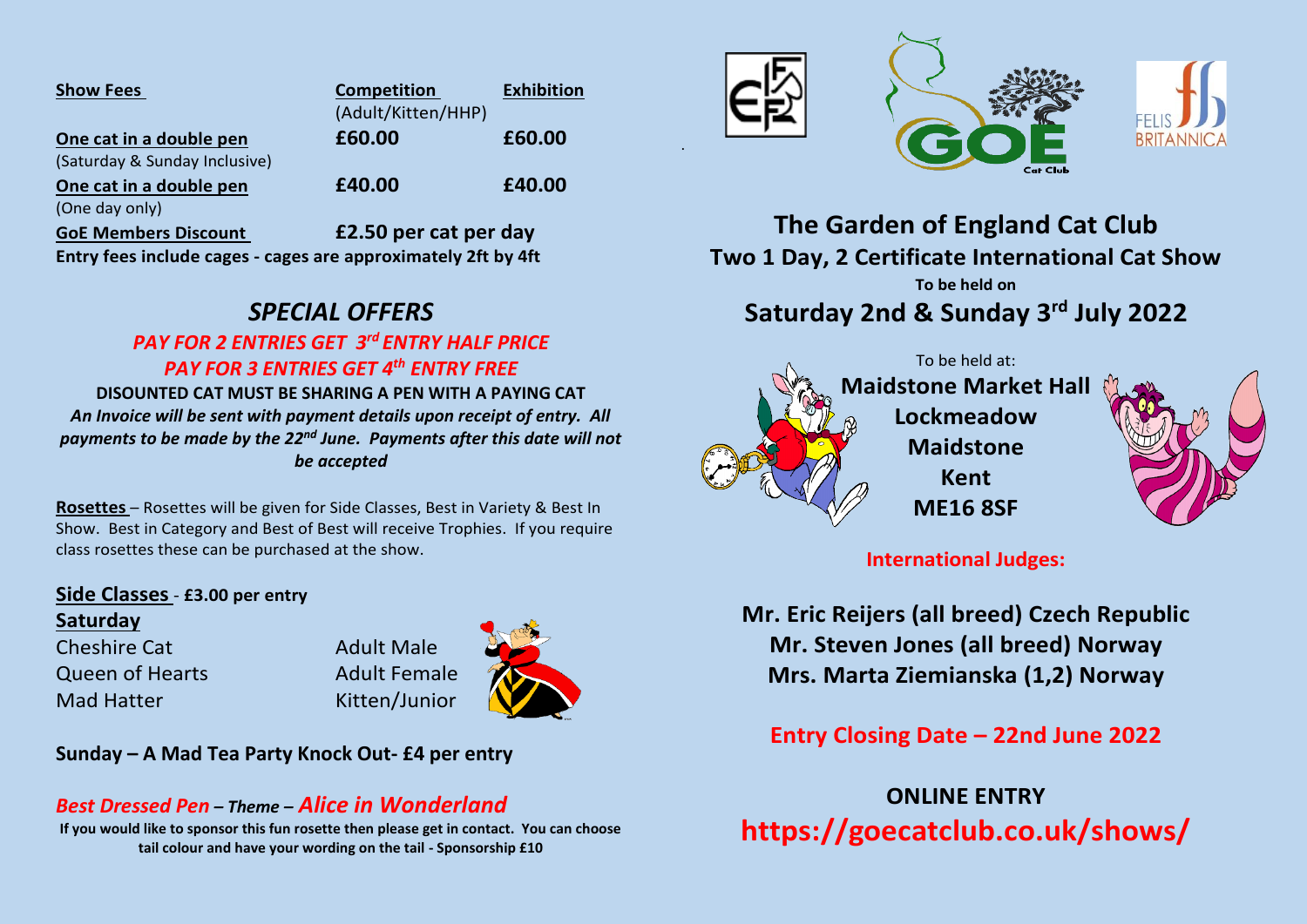| **Show Fees** | **Competition** (Adult/Kitten/HHP) | **Exhibition** |
|---|---|---|
| **One cat in a double pen** (Saturday & Sunday Inclusive) | **£60.00** | **£60.00** |
| **One cat in a double pen** (One day only) | **£40.00** | **£40.00** |
| **GoE Members Discount** | **£2.50 per cat per day** | |

**Entry fees include cages - cages are approximately 2ft by 4ft**

## *SPECIAL OFFERS*

***PAY FOR 2 ENTRIES GET 3rd ENTRY HALF PRICE***

***PAY FOR 3 ENTRIES GET 4th ENTRY FREE***

**DISOUNTED CAT MUST BE SHARING A PEN WITH A PAYING CAT**

***An Invoice will be sent with payment details upon receipt of entry. All payments to be made by the 22nd June. Payments after this date will not be accepted***

**Rosettes** – Rosettes will be given for Side Classes, Best in Variety & Best In Show. Best in Category and Best of Best will receive Trophies. If you require class rosettes these can be purchased at the show.

**Side Classes** - **£3.00 per entry**

**Saturday**

| | |
|---|---|
| Cheshire Cat | Adult Male |
| Queen of Hearts | Adult Female |
| Mad Hatter | Kitten/Junior |

**Sunday – A Mad Tea Party Knock Out- £4 per entry**

***Best Dressed Pen – Theme – Alice in Wonderland***

**If you would like to sponsor this fun rosette then please get in contact. You can choose tail colour and have your wording on the tail - Sponsorship £10**

# The Garden of England Cat Club

## Two 1 Day, 2 Certificate International Cat Show

**To be held on**

## Saturday 2nd & Sunday 3rd July 2022

To be held at:

**Maidstone Market Hall**
**Lockmeadow**
**Maidstone**
**Kent**
**ME16 8SF**

**International Judges:**

**Mr. Eric Reijers (all breed) Czech Republic**
**Mr. Steven Jones (all breed) Norway**
**Mrs. Marta Ziemianska (1,2) Norway**

**Entry Closing Date – 22nd June 2022**

**ONLINE ENTRY**

**https://goecatclub.co.uk/shows/**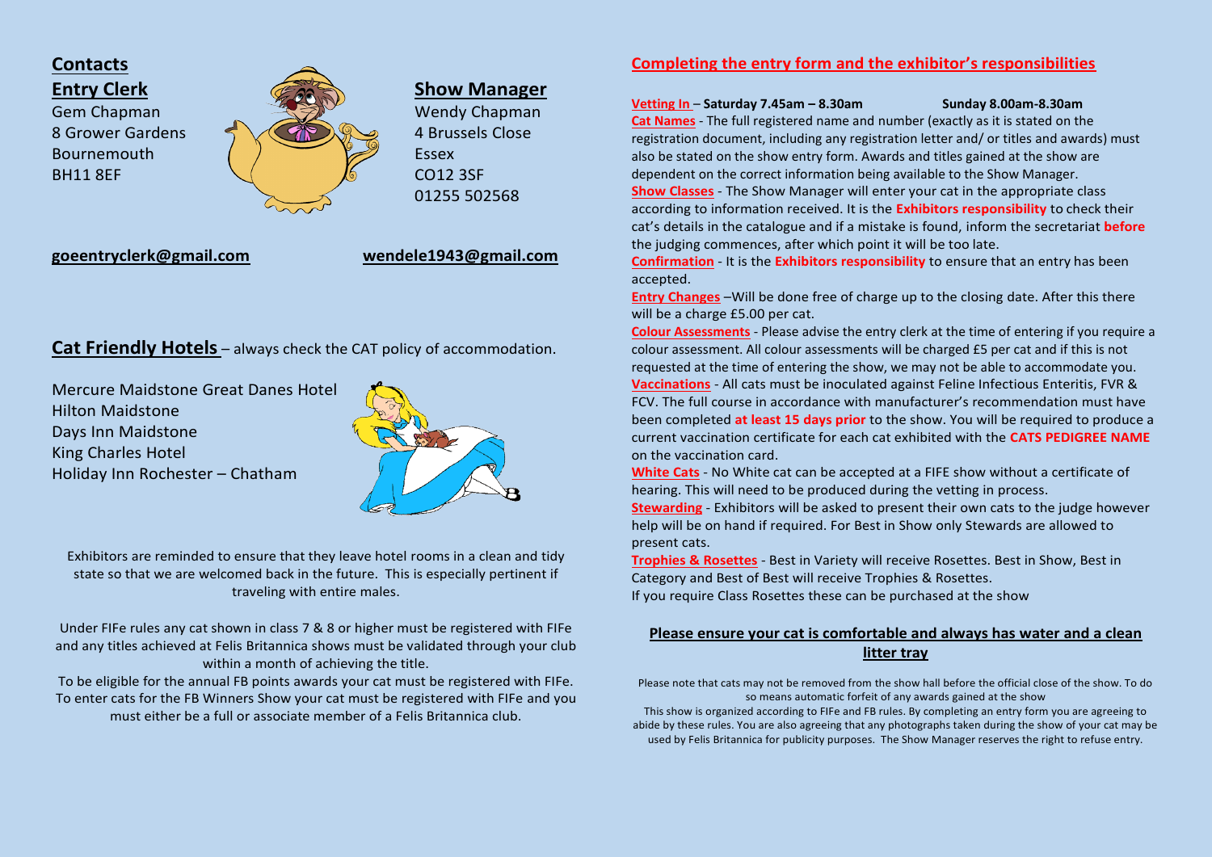## Contacts

### Entry Clerk

Gem Chapman
8 Grower Gardens
Bournemouth
BH11 8EF

**goeentryclerk@gmail.com**

### Show Manager

Wendy Chapman
4 Brussels Close
Essex
CO12 3SF
01255 502568

**wendele1943@gmail.com**

## Cat Friendly Hotels – always check the CAT policy of accommodation.

Mercure Maidstone Great Danes Hotel
Hilton Maidstone
Days Inn Maidstone
King Charles Hotel
Holiday Inn Rochester – Chatham

Exhibitors are reminded to ensure that they leave hotel rooms in a clean and tidy state so that we are welcomed back in the future. This is especially pertinent if traveling with entire males.

Under FIFe rules any cat shown in class 7 & 8 or higher must be registered with FIFe and any titles achieved at Felis Britannica shows must be validated through your club within a month of achieving the title.

To be eligible for the annual FB points awards your cat must be registered with FIFe. To enter cats for the FB Winners Show your cat must be registered with FIFe and you must either be a full or associate member of a Felis Britannica club.

## Completing the entry form and the exhibitor's responsibilities

**Vetting In** – **Saturday 7.45am – 8.30am** **Sunday 8.00am-8.30am**

**Cat Names** - The full registered name and number (exactly as it is stated on the registration document, including any registration letter and/ or titles and awards) must also be stated on the show entry form. Awards and titles gained at the show are dependent on the correct information being available to the Show Manager.

**Show Classes** - The Show Manager will enter your cat in the appropriate class according to information received. It is the **Exhibitors responsibility** to check their cat's details in the catalogue and if a mistake is found, inform the secretariat **before** the judging commences, after which point it will be too late.

**Confirmation** - It is the **Exhibitors responsibility** to ensure that an entry has been accepted.

**Entry Changes** –Will be done free of charge up to the closing date. After this there will be a charge £5.00 per cat.

**Colour Assessments** - Please advise the entry clerk at the time of entering if you require a colour assessment. All colour assessments will be charged £5 per cat and if this is not requested at the time of entering the show, we may not be able to accommodate you.

**Vaccinations** - All cats must be inoculated against Feline Infectious Enteritis, FVR & FCV. The full course in accordance with manufacturer's recommendation must have been completed **at least 15 days prior** to the show. You will be required to produce a current vaccination certificate for each cat exhibited with the **CATS PEDIGREE NAME** on the vaccination card.

**White Cats** - No White cat can be accepted at a FIFE show without a certificate of hearing. This will need to be produced during the vetting in process.

**Stewarding** - Exhibitors will be asked to present their own cats to the judge however help will be on hand if required. For Best in Show only Stewards are allowed to present cats.

**Trophies & Rosettes** - Best in Variety will receive Rosettes. Best in Show, Best in Category and Best of Best will receive Trophies & Rosettes.
If you require Class Rosettes these can be purchased at the show

**Please ensure your cat is comfortable and always has water and a clean litter tray**

Please note that cats may not be removed from the show hall before the official close of the show. To do so means automatic forfeit of any awards gained at the show

This show is organized according to FIFe and FB rules. By completing an entry form you are agreeing to abide by these rules. You are also agreeing that any photographs taken during the show of your cat may be used by Felis Britannica for publicity purposes. The Show Manager reserves the right to refuse entry.